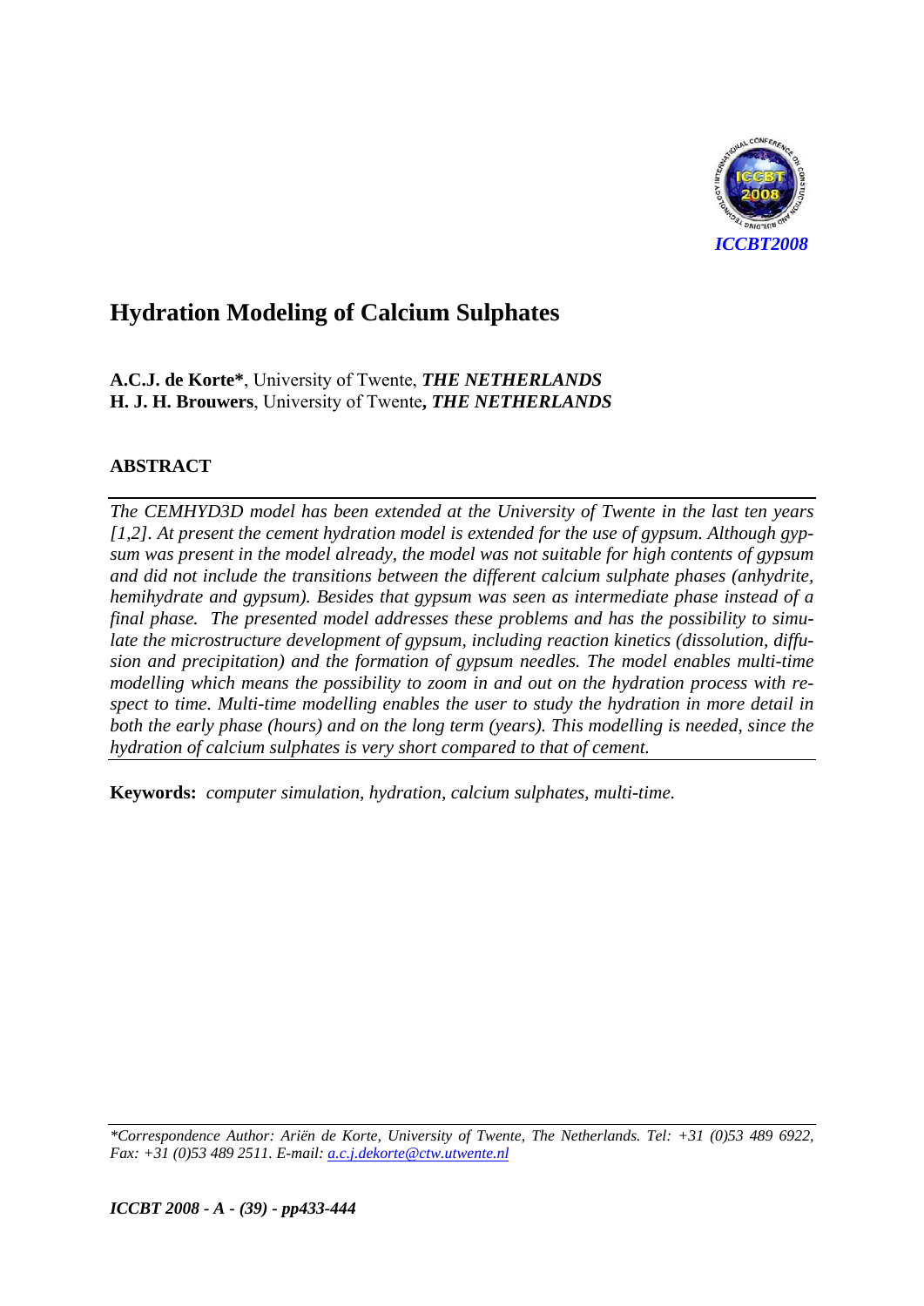# Hydration Modeling of Calcium Sulphates

**A.C.J. de Korte***, University of Twente, ***THE NETHERLANDS***
**H. J. H. Brouwers**, University of Twente**,** ***THE NETHERLANDS***

## ABSTRACT

*The CEMHYD3D model has been extended at the University of Twente in the last ten years [1,2]. At present the cement hydration model is extended for the use of gypsum. Although gypsum was present in the model already, the model was not suitable for high contents of gypsum and did not include the transitions between the different calcium sulphate phases (anhydrite, hemihydrate and gypsum). Besides that gypsum was seen as intermediate phase instead of a final phase. The presented model addresses these problems and has the possibility to simulate the microstructure development of gypsum, including reaction kinetics (dissolution, diffusion and precipitation) and the formation of gypsum needles. The model enables multi-time modelling which means the possibility to zoom in and out on the hydration process with respect to time. Multi-time modelling enables the user to study the hydration in more detail in both the early phase (hours) and on the long term (years). This modelling is needed, since the hydration of calcium sulphates is very short compared to that of cement.*

**Keywords:** *computer simulation, hydration, calcium sulphates, multi-time.*

*\*Correspondence Author: Ariën de Korte, University of Twente, The Netherlands. Tel: +31 (0)53 489 6922, Fax: +31 (0)53 489 2511. E-mail: a.c.j.dekorte@ctw.utwente.nl*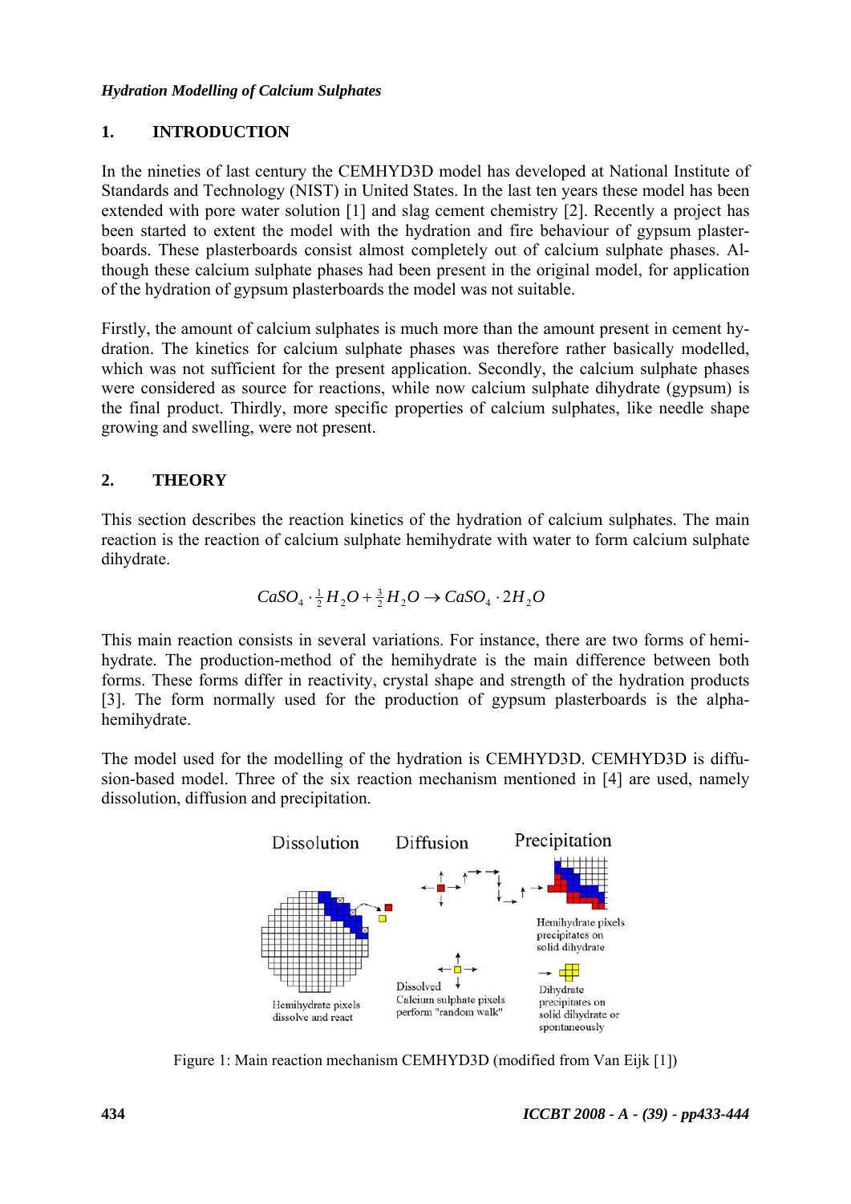*Hydration Modelling of Calcium Sulphates*

## 1. INTRODUCTION

In the nineties of last century the CEMHYD3D model has developed at National Institute of Standards and Technology (NIST) in United States. In the last ten years these model has been extended with pore water solution [1] and slag cement chemistry [2]. Recently a project has been started to extent the model with the hydration and fire behaviour of gypsum plasterboards. These plasterboards consist almost completely out of calcium sulphate phases. Although these calcium sulphate phases had been present in the original model, for application of the hydration of gypsum plasterboards the model was not suitable.

Firstly, the amount of calcium sulphates is much more than the amount present in cement hydration. The kinetics for calcium sulphate phases was therefore rather basically modelled, which was not sufficient for the present application. Secondly, the calcium sulphate phases were considered as source for reactions, while now calcium sulphate dihydrate (gypsum) is the final product. Thirdly, more specific properties of calcium sulphates, like needle shape growing and swelling, were not present.

## 2. THEORY

This section describes the reaction kinetics of the hydration of calcium sulphates. The main reaction is the reaction of calcium sulphate hemihydrate with water to form calcium sulphate dihydrate.

$$CaSO_4 \cdot \tfrac{1}{2} H_2O + \tfrac{3}{2} H_2O \rightarrow CaSO_4 \cdot 2H_2O$$

This main reaction consists in several variations. For instance, there are two forms of hemihydrate. The production-method of the hemihydrate is the main difference between both forms. These forms differ in reactivity, crystal shape and strength of the hydration products [3]. The form normally used for the production of gypsum plasterboards is the alpha-hemihydrate.

The model used for the modelling of the hydration is CEMHYD3D. CEMHYD3D is diffusion-based model. Three of the six reaction mechanism mentioned in [4] are used, namely dissolution, diffusion and precipitation.

Figure 1: Main reaction mechanism CEMHYD3D (modified from Van Eijk [1])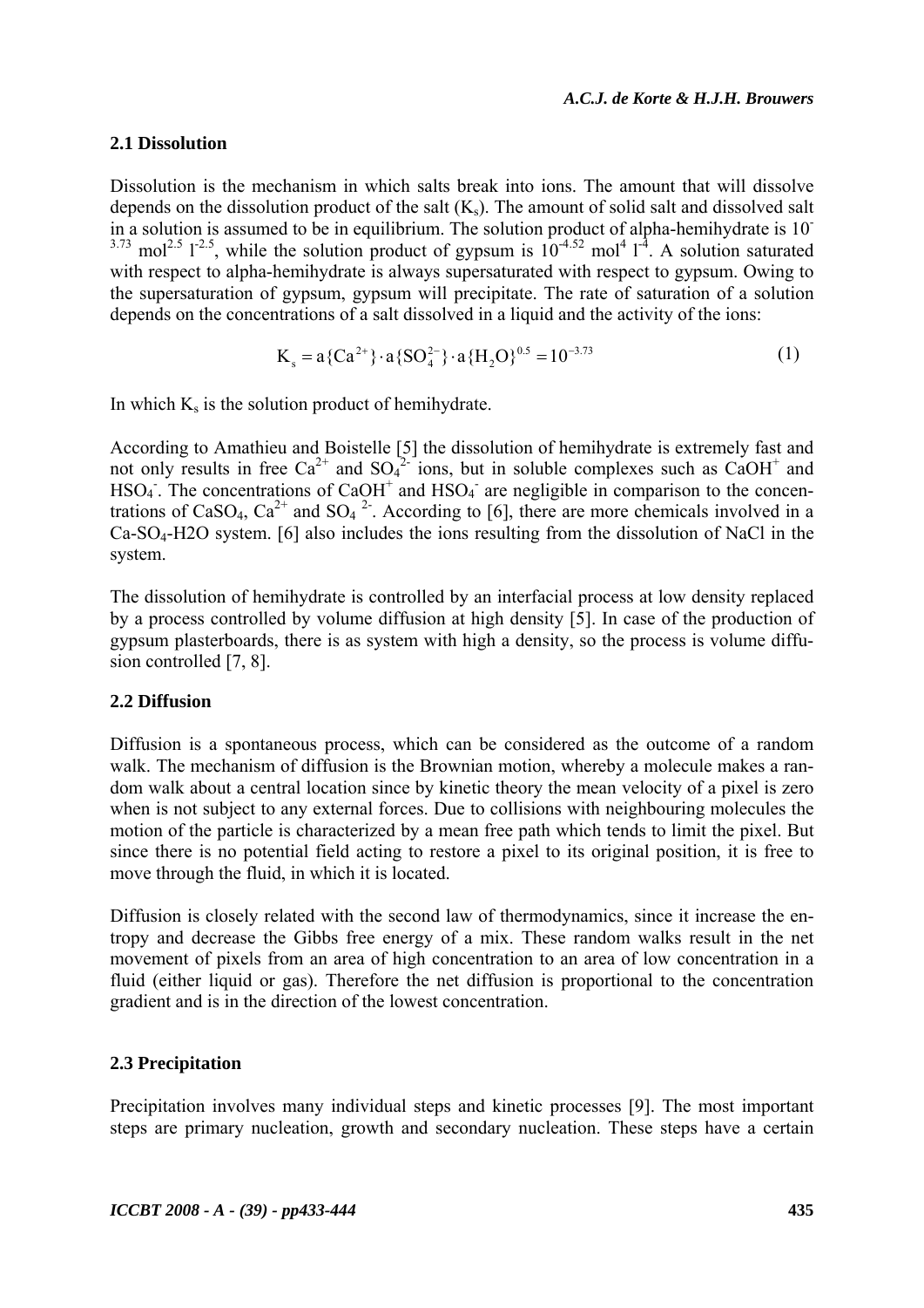## 2.1 Dissolution

Dissolution is the mechanism in which salts break into ions. The amount that will dissolve depends on the dissolution product of the salt ($K_s$). The amount of solid salt and dissolved salt in a solution is assumed to be in equilibrium. The solution product of alpha-hemihydrate is $10^{-3.73}$ $mol^{2.5}$ $l^{-2.5}$, while the solution product of gypsum is $10^{-4.52}$ $mol^4$ $l^{-4}$. A solution saturated with respect to alpha-hemihydrate is always supersaturated with respect to gypsum. Owing to the supersaturation of gypsum, gypsum will precipitate. The rate of saturation of a solution depends on the concentrations of a salt dissolved in a liquid and the activity of the ions:

$$K_s = a\{Ca^{2+}\} \cdot a\{SO_4^{2-}\} \cdot a\{H_2O\}^{0.5} = 10^{-3.73} \quad (1)$$

In which $K_s$ is the solution product of hemihydrate.

According to Amathieu and Boistelle [5] the dissolution of hemihydrate is extremely fast and not only results in free $Ca^{2+}$ and $SO_4^{2-}$ ions, but in soluble complexes such as $CaOH^+$ and $HSO_4^-$. The concentrations of $CaOH^+$ and $HSO_4^-$ are negligible in comparison to the concentrations of $CaSO_4$, $Ca^{2+}$ and $SO_4^{\ 2-}$. According to [6], there are more chemicals involved in a $Ca$-$SO_4$-H2O system. [6] also includes the ions resulting from the dissolution of NaCl in the system.

The dissolution of hemihydrate is controlled by an interfacial process at low density replaced by a process controlled by volume diffusion at high density [5]. In case of the production of gypsum plasterboards, there is as system with high a density, so the process is volume diffusion controlled [7, 8].

## 2.2 Diffusion

Diffusion is a spontaneous process, which can be considered as the outcome of a random walk. The mechanism of diffusion is the Brownian motion, whereby a molecule makes a random walk about a central location since by kinetic theory the mean velocity of a pixel is zero when is not subject to any external forces. Due to collisions with neighbouring molecules the motion of the particle is characterized by a mean free path which tends to limit the pixel. But since there is no potential field acting to restore a pixel to its original position, it is free to move through the fluid, in which it is located.

Diffusion is closely related with the second law of thermodynamics, since it increase the entropy and decrease the Gibbs free energy of a mix. These random walks result in the net movement of pixels from an area of high concentration to an area of low concentration in a fluid (either liquid or gas). Therefore the net diffusion is proportional to the concentration gradient and is in the direction of the lowest concentration.

## 2.3 Precipitation

Precipitation involves many individual steps and kinetic processes [9]. The most important steps are primary nucleation, growth and secondary nucleation. These steps have a certain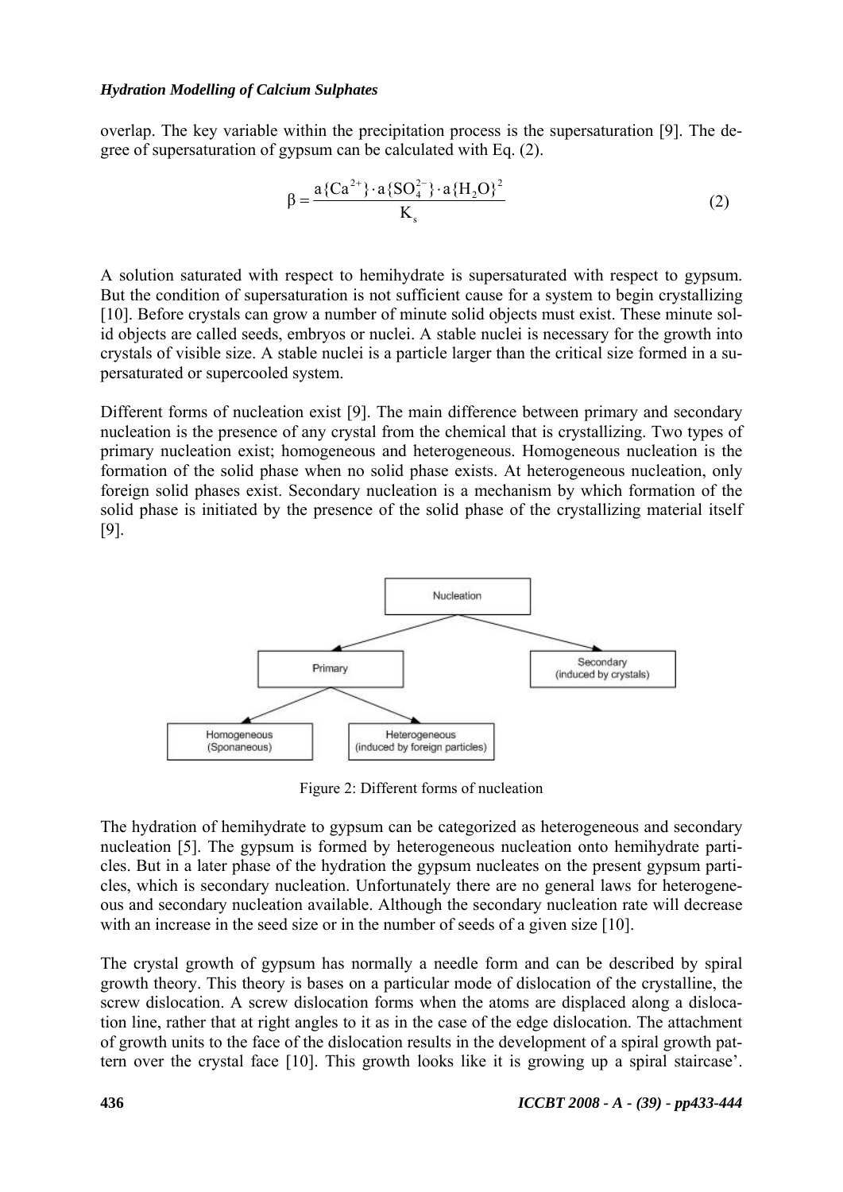overlap. The key variable within the precipitation process is the supersaturation [9]. The degree of supersaturation of gypsum can be calculated with Eq. (2).

$$\beta = \frac{a\{Ca^{2+}\} \cdot a\{SO_4^{2-}\} \cdot a\{H_2O\}^2}{K_s} \tag{2}$$

A solution saturated with respect to hemihydrate is supersaturated with respect to gypsum. But the condition of supersaturation is not sufficient cause for a system to begin crystallizing [10]. Before crystals can grow a number of minute solid objects must exist. These minute solid objects are called seeds, embryos or nuclei. A stable nuclei is necessary for the growth into crystals of visible size. A stable nuclei is a particle larger than the critical size formed in a supersaturated or supercooled system.

Different forms of nucleation exist [9]. The main difference between primary and secondary nucleation is the presence of any crystal from the chemical that is crystallizing. Two types of primary nucleation exist; homogeneous and heterogeneous. Homogeneous nucleation is the formation of the solid phase when no solid phase exists. At heterogeneous nucleation, only foreign solid phases exist. Secondary nucleation is a mechanism by which formation of the solid phase is initiated by the presence of the solid phase of the crystallizing material itself [9].

Nucleation
- Primary
  - Homogeneous (Sponaneous)
  - Heterogeneous (induced by foreign particles)
- Secondary (induced by crystals)

Figure 2: Different forms of nucleation

The hydration of hemihydrate to gypsum can be categorized as heterogeneous and secondary nucleation [5]. The gypsum is formed by heterogeneous nucleation onto hemihydrate particles. But in a later phase of the hydration the gypsum nucleates on the present gypsum particles, which is secondary nucleation. Unfortunately there are no general laws for heterogeneous and secondary nucleation available. Although the secondary nucleation rate will decrease with an increase in the seed size or in the number of seeds of a given size [10].

The crystal growth of gypsum has normally a needle form and can be described by spiral growth theory. This theory is bases on a particular mode of dislocation of the crystalline, the screw dislocation. A screw dislocation forms when the atoms are displaced along a dislocation line, rather that at right angles to it as in the case of the edge dislocation. The attachment of growth units to the face of the dislocation results in the development of a spiral growth pattern over the crystal face [10]. This growth looks like it is growing up a spiral staircase'.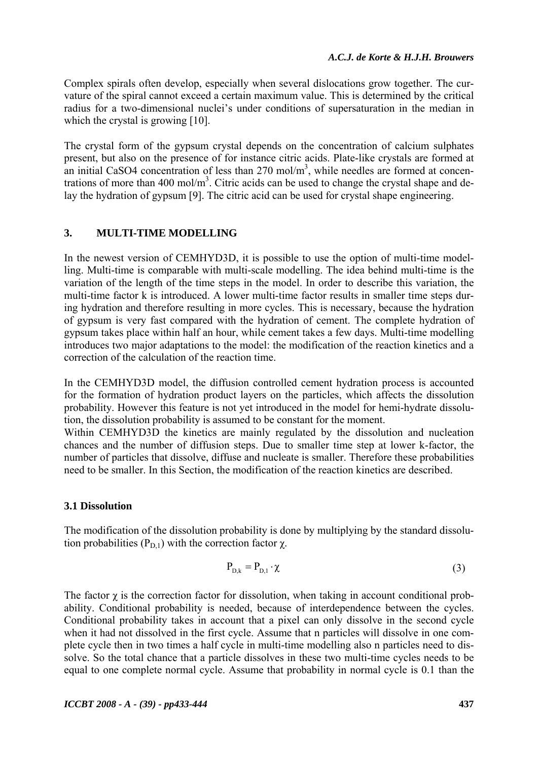Complex spirals often develop, especially when several dislocations grow together. The curvature of the spiral cannot exceed a certain maximum value. This is determined by the critical radius for a two-dimensional nuclei's under conditions of supersaturation in the median in which the crystal is growing [10].

The crystal form of the gypsum crystal depends on the concentration of calcium sulphates present, but also on the presence of for instance citric acids. Plate-like crystals are formed at an initial $CaSO_4$ concentration of less than 270 mol/m$^3$, while needles are formed at concentrations of more than 400 mol/m$^3$. Citric acids can be used to change the crystal shape and delay the hydration of gypsum [9]. The citric acid can be used for crystal shape engineering.

## 3. MULTI-TIME MODELLING

In the newest version of CEMHYD3D, it is possible to use the option of multi-time modelling. Multi-time is comparable with multi-scale modelling. The idea behind multi-time is the variation of the length of the time steps in the model. In order to describe this variation, the multi-time factor k is introduced. A lower multi-time factor results in smaller time steps during hydration and therefore resulting in more cycles. This is necessary, because the hydration of gypsum is very fast compared with the hydration of cement. The complete hydration of gypsum takes place within half an hour, while cement takes a few days. Multi-time modelling introduces two major adaptations to the model: the modification of the reaction kinetics and a correction of the calculation of the reaction time.

In the CEMHYD3D model, the diffusion controlled cement hydration process is accounted for the formation of hydration product layers on the particles, which affects the dissolution probability. However this feature is not yet introduced in the model for hemi-hydrate dissolution, the dissolution probability is assumed to be constant for the moment.
Within CEMHYD3D the kinetics are mainly regulated by the dissolution and nucleation chances and the number of diffusion steps. Due to smaller time step at lower k-factor, the number of particles that dissolve, diffuse and nucleate is smaller. Therefore these probabilities need to be smaller. In this Section, the modification of the reaction kinetics are described.

### 3.1 Dissolution

The modification of the dissolution probability is done by multiplying by the standard dissolution probabilities ($P_{D,1}$) with the correction factor $\chi$.

$$P_{D,k} = P_{D,1} \cdot \chi \tag{3}$$

The factor $\chi$ is the correction factor for dissolution, when taking in account conditional probability. Conditional probability is needed, because of interdependence between the cycles. Conditional probability takes in account that a pixel can only dissolve in the second cycle when it had not dissolved in the first cycle. Assume that n particles will dissolve in one complete cycle then in two times a half cycle in multi-time modelling also n particles need to dissolve. So the total chance that a particle dissolves in these two multi-time cycles needs to be equal to one complete normal cycle. Assume that probability in normal cycle is 0.1 than the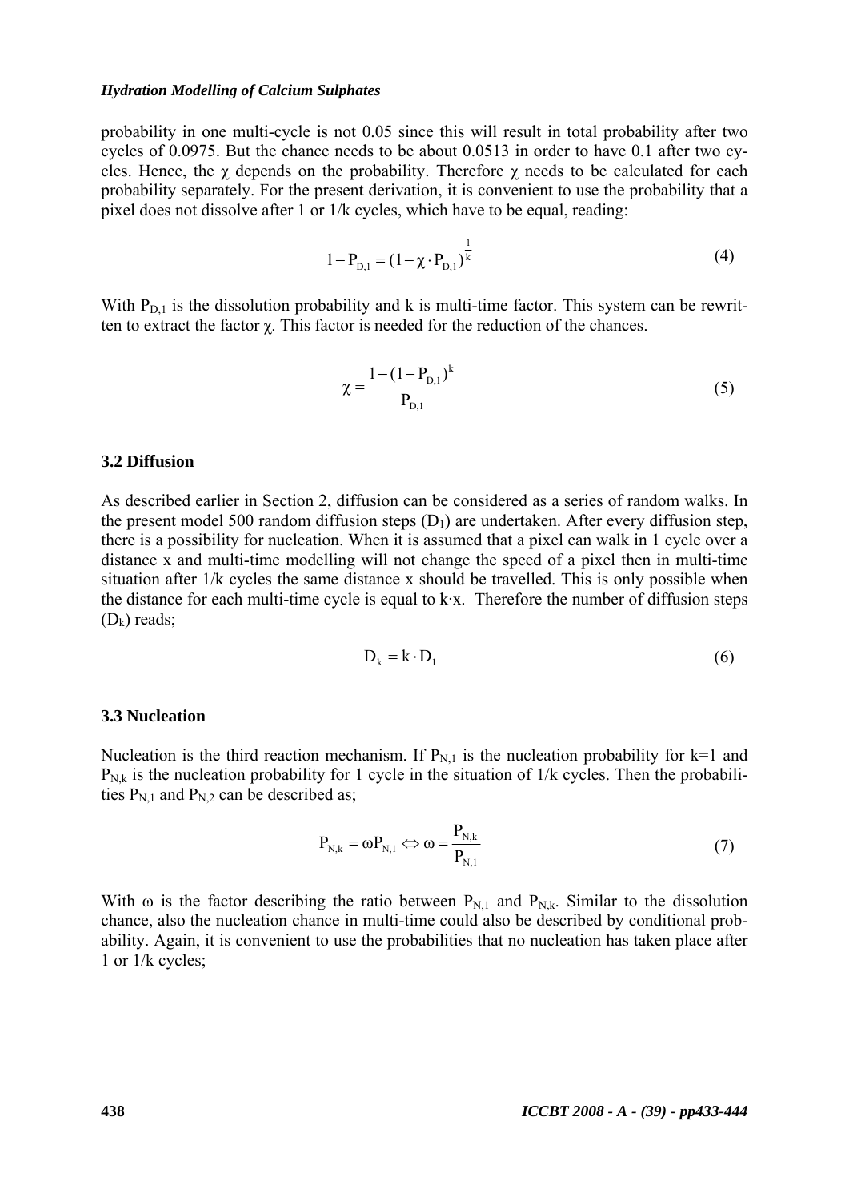probability in one multi-cycle is not 0.05 since this will result in total probability after two cycles of 0.0975. But the chance needs to be about 0.0513 in order to have 0.1 after two cycles. Hence, the $\chi$ depends on the probability. Therefore $\chi$ needs to be calculated for each probability separately. For the present derivation, it is convenient to use the probability that a pixel does not dissolve after 1 or 1/k cycles, which have to be equal, reading:

$$1 - P_{D,1} = (1 - \chi \cdot P_{D,1})^{\frac{1}{k}} \tag{4}$$

With $P_{D,1}$ is the dissolution probability and k is multi-time factor. This system can be rewritten to extract the factor $\chi$. This factor is needed for the reduction of the chances.

$$\chi = \frac{1 - (1 - P_{D,1})^{k}}{P_{D,1}} \tag{5}$$

### 3.2 Diffusion

As described earlier in Section 2, diffusion can be considered as a series of random walks. In the present model 500 random diffusion steps ($D_1$) are undertaken. After every diffusion step, there is a possibility for nucleation. When it is assumed that a pixel can walk in 1 cycle over a distance x and multi-time modelling will not change the speed of a pixel then in multi-time situation after 1/k cycles the same distance x should be travelled. This is only possible when the distance for each multi-time cycle is equal to k·x. Therefore the number of diffusion steps ($D_k$) reads;

$$D_k = k \cdot D_1 \tag{6}$$

### 3.3 Nucleation

Nucleation is the third reaction mechanism. If $P_{N,1}$ is the nucleation probability for k=1 and $P_{N,k}$ is the nucleation probability for 1 cycle in the situation of 1/k cycles. Then the probabilities $P_{N,1}$ and $P_{N,2}$ can be described as;

$$P_{N,k} = \omega P_{N,1} \Leftrightarrow \omega = \frac{P_{N,k}}{P_{N,1}} \tag{7}$$

With $\omega$ is the factor describing the ratio between $P_{N,1}$ and $P_{N,k}$. Similar to the dissolution chance, also the nucleation chance in multi-time could also be described by conditional probability. Again, it is convenient to use the probabilities that no nucleation has taken place after 1 or 1/k cycles;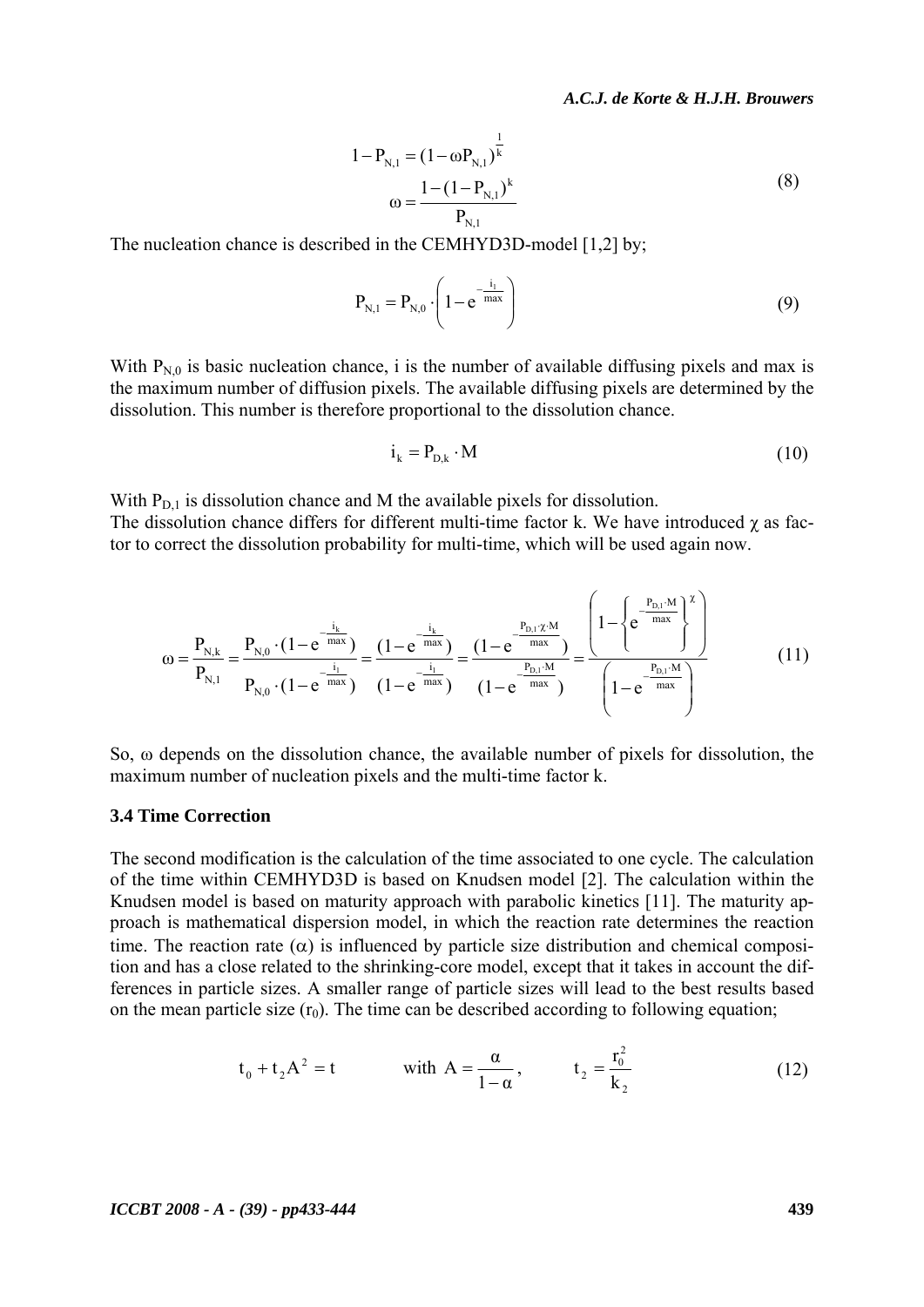$$1 - P_{N,1} = (1 - \omega P_{N,1})^{\frac{1}{k}}$$

$$\omega = \frac{1 - (1 - P_{N,1})^k}{P_{N,1}} \tag{8}$$

The nucleation chance is described in the CEMHYD3D-model [1,2] by;

$$P_{N,1} = P_{N,0} \cdot \left(1 - e^{-\frac{i_1}{\max}}\right) \tag{9}$$

With $P_{N,0}$ is basic nucleation chance, i is the number of available diffusing pixels and max is the maximum number of diffusion pixels. The available diffusing pixels are determined by the dissolution. This number is therefore proportional to the dissolution chance.

$$i_k = P_{D,k} \cdot M \tag{10}$$

With $P_{D,1}$ is dissolution chance and M the available pixels for dissolution.
The dissolution chance differs for different multi-time factor k. We have introduced $\chi$ as factor to correct the dissolution probability for multi-time, which will be used again now.

$$\omega = \frac{P_{N,k}}{P_{N,1}} = \frac{P_{N,0} \cdot (1 - e^{-\frac{i_k}{\max}})}{P_{N,0} \cdot (1 - e^{-\frac{i_1}{\max}})} = \frac{(1 - e^{-\frac{i_k}{\max}})}{(1 - e^{-\frac{i_1}{\max}})} = \frac{(1 - e^{-\frac{P_{D,1} \cdot \chi \cdot M}{\max}})}{(1 - e^{-\frac{P_{D,1} \cdot M}{\max}})} = \frac{\left(1 - \left\{e^{-\frac{P_{D,1} \cdot M}{\max}}\right\}^{\chi}\right)}{\left(1 - e^{-\frac{P_{D,1} \cdot M}{\max}}\right)} \tag{11}$$

So, $\omega$ depends on the dissolution chance, the available number of pixels for dissolution, the maximum number of nucleation pixels and the multi-time factor k.

### 3.4 Time Correction

The second modification is the calculation of the time associated to one cycle. The calculation of the time within CEMHYD3D is based on Knudsen model [2]. The calculation within the Knudsen model is based on maturity approach with parabolic kinetics [11]. The maturity approach is mathematical dispersion model, in which the reaction rate determines the reaction time. The reaction rate ($\alpha$) is influenced by particle size distribution and chemical composition and has a close related to the shrinking-core model, except that it takes in account the differences in particle sizes. A smaller range of particle sizes will lead to the best results based on the mean particle size ($r_0$). The time can be described according to following equation;

$$t_0 + t_2 A^2 = t \qquad \text{with } A = \frac{\alpha}{1 - \alpha}, \qquad t_2 = \frac{r_0^2}{k_2} \tag{12}$$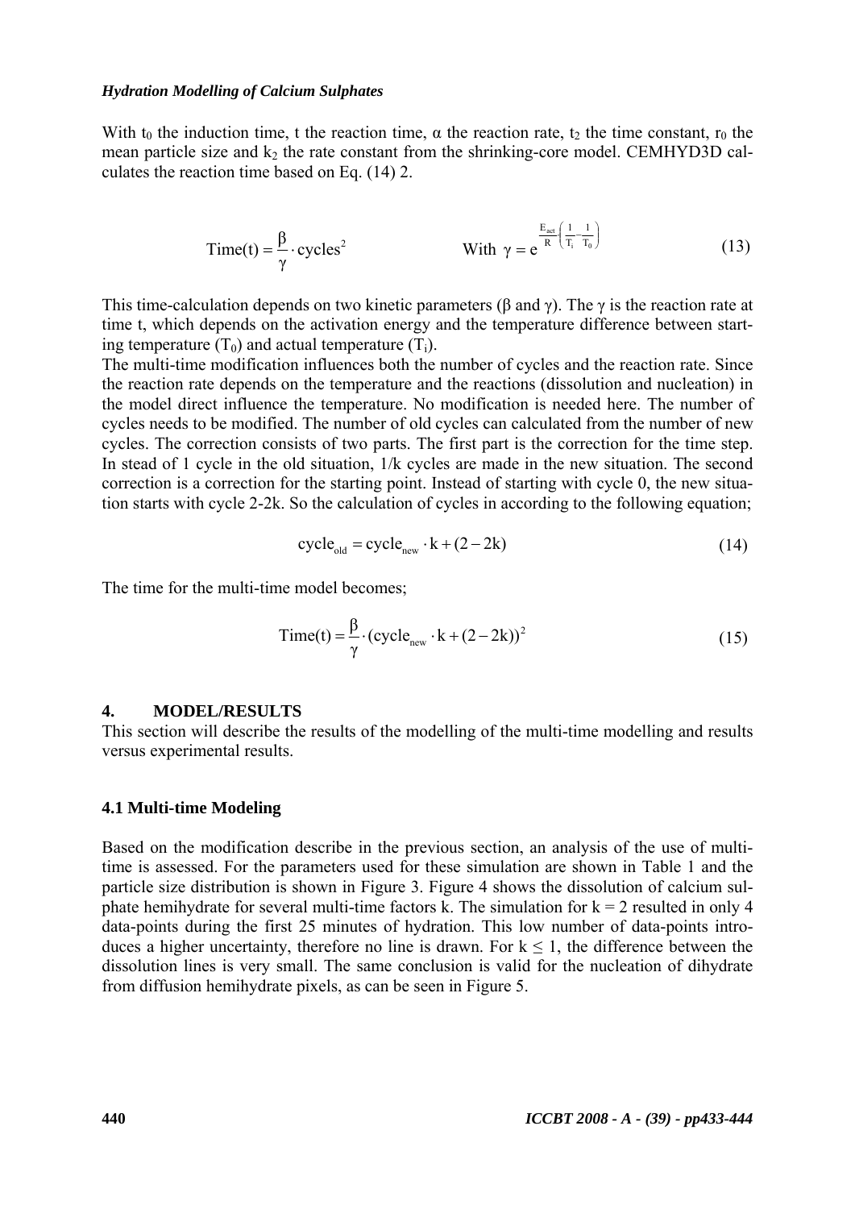With $t_0$ the induction time, t the reaction time, α the reaction rate, $t_2$ the time constant, $r_0$ the mean particle size and $k_2$ the rate constant from the shrinking-core model. CEMHYD3D calculates the reaction time based on Eq. (14) 2.

$$\text{Time(t)} = \frac{\beta}{\gamma} \cdot \text{cycles}^2 \qquad \text{With } \gamma = e^{\frac{E_{act}}{R}\left(\frac{1}{T_i} - \frac{1}{T_0}\right)} \tag{13}$$

This time-calculation depends on two kinetic parameters (β and γ). The γ is the reaction rate at time t, which depends on the activation energy and the temperature difference between starting temperature ($T_0$) and actual temperature ($T_i$).

The multi-time modification influences both the number of cycles and the reaction rate. Since the reaction rate depends on the temperature and the reactions (dissolution and nucleation) in the model direct influence the temperature. No modification is needed here. The number of cycles needs to be modified. The number of old cycles can calculated from the number of new cycles. The correction consists of two parts. The first part is the correction for the time step. In stead of 1 cycle in the old situation, 1/k cycles are made in the new situation. The second correction is a correction for the starting point. Instead of starting with cycle 0, the new situation starts with cycle 2-2k. So the calculation of cycles in according to the following equation;

$$\text{cycle}_{\text{old}} = \text{cycle}_{\text{new}} \cdot k + (2 - 2k) \tag{14}$$

The time for the multi-time model becomes;

$$\text{Time(t)} = \frac{\beta}{\gamma} \cdot (\text{cycle}_{\text{new}} \cdot k + (2 - 2k))^2 \tag{15}$$

## 4. MODEL/RESULTS

This section will describe the results of the modelling of the multi-time modelling and results versus experimental results.

### 4.1 Multi-time Modeling

Based on the modification describe in the previous section, an analysis of the use of multi-time is assessed. For the parameters used for these simulation are shown in Table 1 and the particle size distribution is shown in Figure 3. Figure 4 shows the dissolution of calcium sulphate hemihydrate for several multi-time factors k. The simulation for k = 2 resulted in only 4 data-points during the first 25 minutes of hydration. This low number of data-points introduces a higher uncertainty, therefore no line is drawn. For $k \leq 1$, the difference between the dissolution lines is very small. The same conclusion is valid for the nucleation of dihydrate from diffusion hemihydrate pixels, as can be seen in Figure 5.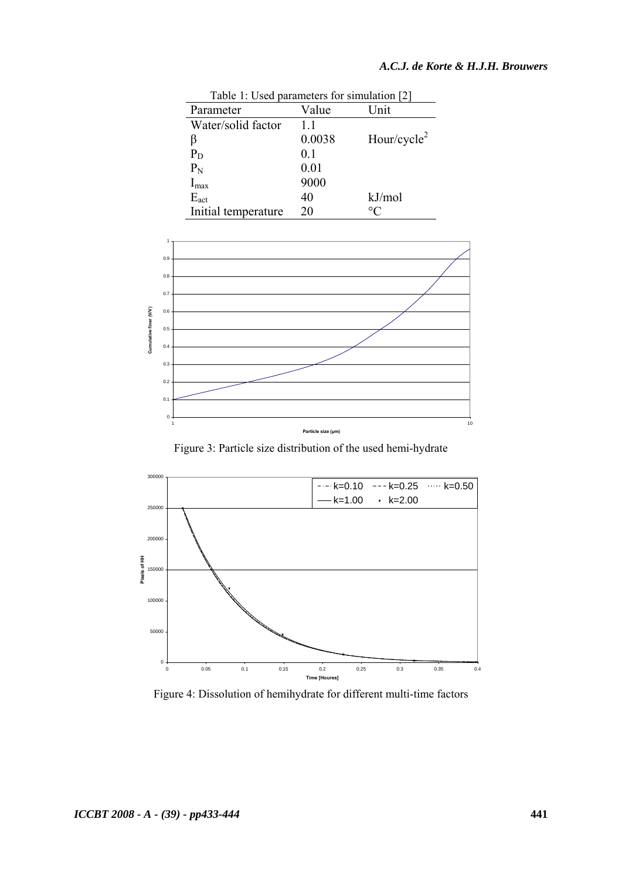Table 1: Used parameters for simulation [2]

| Parameter | Value | Unit |
|---|---|---|
| Water/solid factor | 1.1 | |
| $\beta$ | 0.0038 | Hour/cycle$^2$ |
| $P_D$ | 0.1 | |
| $P_N$ | 0.01 | |
| $I_{max}$ | 9000 | |
| $E_{act}$ | 40 | kJ/mol |
| Initial temperature | 20 | °C |

Figure 3: Particle size distribution of the used hemi-hydrate

Figure 4: Dissolution of hemihydrate for different multi-time factors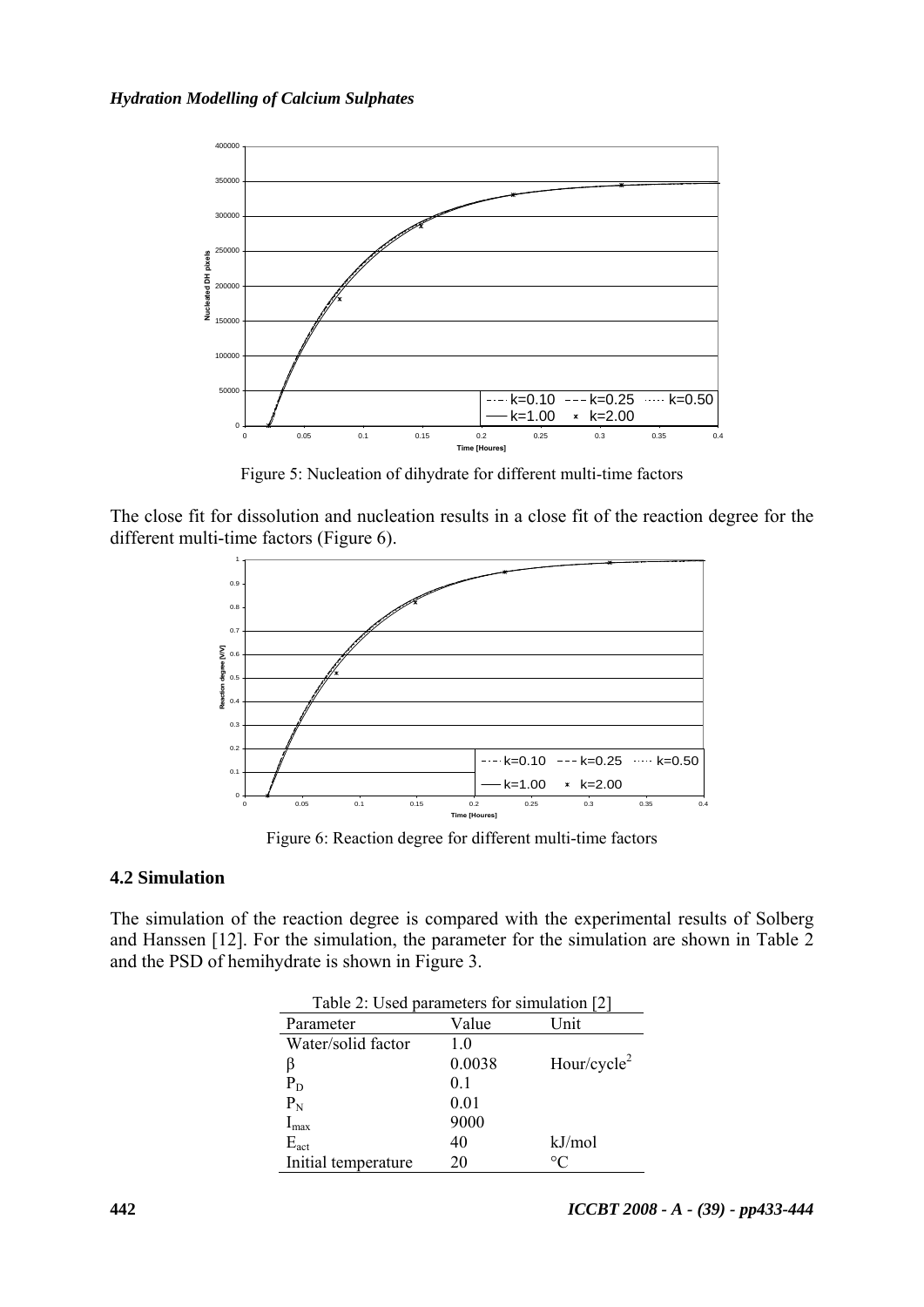Figure 5: Nucleation of dihydrate for different multi-time factors

The close fit for dissolution and nucleation results in a close fit of the reaction degree for the different multi-time factors (Figure 6).

Figure 6: Reaction degree for different multi-time factors

### 4.2 Simulation

The simulation of the reaction degree is compared with the experimental results of Solberg and Hanssen [12]. For the simulation, the parameter for the simulation are shown in Table 2 and the PSD of hemihydrate is shown in Figure 3.

Table 2: Used parameters for simulation [2]

| Parameter | Value | Unit |
|---|---|---|
| Water/solid factor | 1.0 | |
| $\beta$ | 0.0038 | Hour/cycle$^2$ |
| $P_D$ | 0.1 | |
| $P_N$ | 0.01 | |
| $I_{max}$ | 9000 | |
| $E_{act}$ | 40 | kJ/mol |
| Initial temperature | 20 | °C |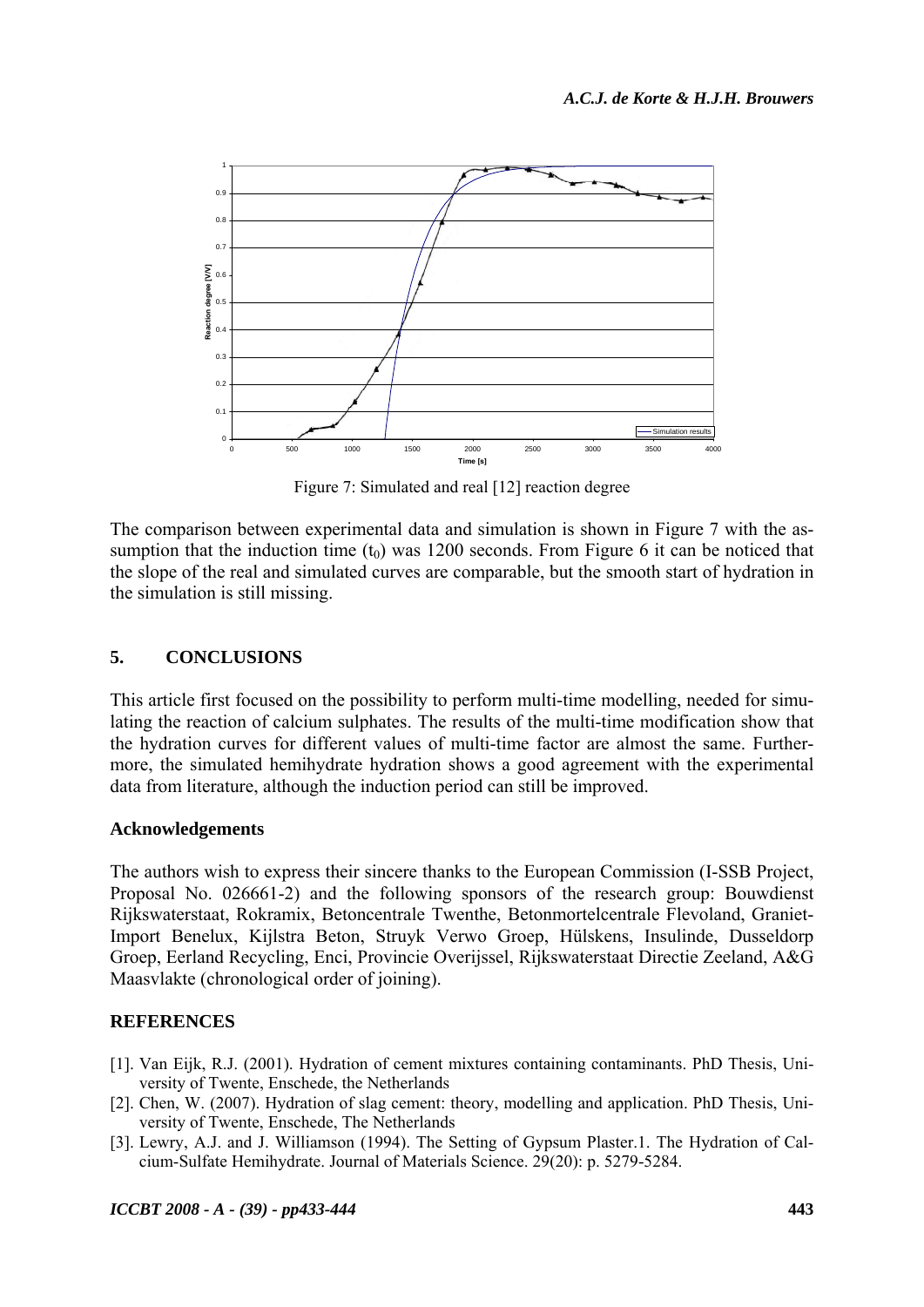Figure 7: Simulated and real [12] reaction degree

The comparison between experimental data and simulation is shown in Figure 7 with the assumption that the induction time ($t_0$) was 1200 seconds. From Figure 6 it can be noticed that the slope of the real and simulated curves are comparable, but the smooth start of hydration in the simulation is still missing.

## 5. CONCLUSIONS

This article first focused on the possibility to perform multi-time modelling, needed for simulating the reaction of calcium sulphates. The results of the multi-time modification show that the hydration curves for different values of multi-time factor are almost the same. Furthermore, the simulated hemihydrate hydration shows a good agreement with the experimental data from literature, although the induction period can still be improved.

### Acknowledgements

The authors wish to express their sincere thanks to the European Commission (I-SSB Project, Proposal No. 026661-2) and the following sponsors of the research group: Bouwdienst Rijkswaterstaat, Rokramix, Betoncentrale Twenthe, Betonmortelcentrale Flevoland, Graniet-Import Benelux, Kijlstra Beton, Struyk Verwo Groep, Hülskens, Insulinde, Dusseldorp Groep, Eerland Recycling, Enci, Provincie Overijssel, Rijkswaterstaat Directie Zeeland, A&G Maasvlakte (chronological order of joining).

### REFERENCES

[1]. Van Eijk, R.J. (2001). Hydration of cement mixtures containing contaminants. PhD Thesis, University of Twente, Enschede, the Netherlands

[2]. Chen, W. (2007). Hydration of slag cement: theory, modelling and application. PhD Thesis, University of Twente, Enschede, The Netherlands

[3]. Lewry, A.J. and J. Williamson (1994). The Setting of Gypsum Plaster.1. The Hydration of Calcium-Sulfate Hemihydrate. Journal of Materials Science. 29(20): p. 5279-5284.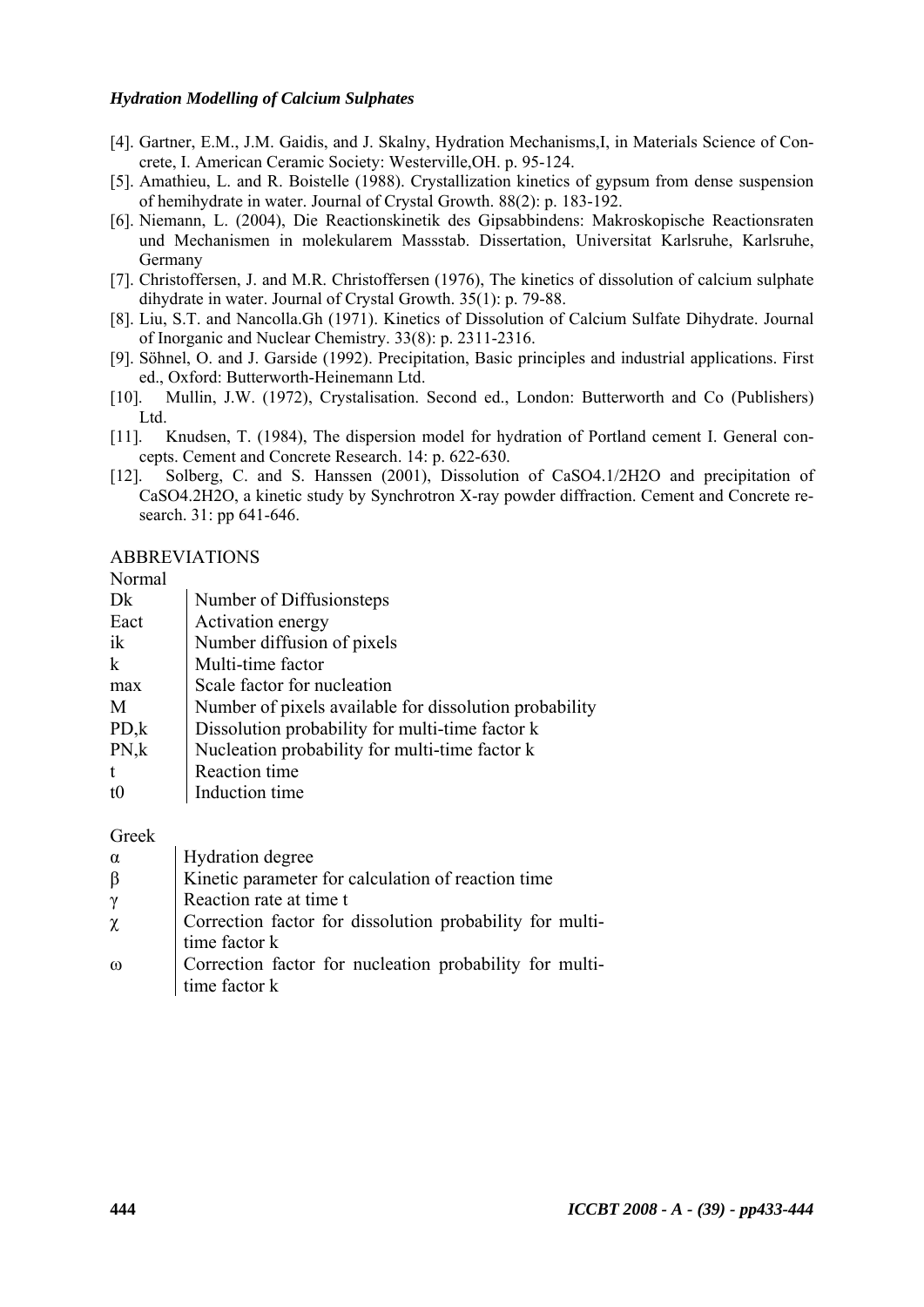[4]. Gartner, E.M., J.M. Gaidis, and J. Skalny, Hydration Mechanisms,I, in Materials Science of Concrete, I. American Ceramic Society: Westerville,OH. p. 95-124.

[5]. Amathieu, L. and R. Boistelle (1988). Crystallization kinetics of gypsum from dense suspension of hemihydrate in water. Journal of Crystal Growth. 88(2): p. 183-192.

[6]. Niemann, L. (2004), Die Reactionskinetik des Gipsabbindens: Makroskopische Reactionsraten und Mechanismen in molekularem Massstab. Dissertation, Universitat Karlsruhe, Karlsruhe, Germany

[7]. Christoffersen, J. and M.R. Christoffersen (1976), The kinetics of dissolution of calcium sulphate dihydrate in water. Journal of Crystal Growth. 35(1): p. 79-88.

[8]. Liu, S.T. and Nancolla.Gh (1971). Kinetics of Dissolution of Calcium Sulfate Dihydrate. Journal of Inorganic and Nuclear Chemistry. 33(8): p. 2311-2316.

[9]. Söhnel, O. and J. Garside (1992). Precipitation, Basic principles and industrial applications. First ed., Oxford: Butterworth-Heinemann Ltd.

[10]. Mullin, J.W. (1972), Crystalisation. Second ed., London: Butterworth and Co (Publishers) Ltd.

[11]. Knudsen, T. (1984), The dispersion model for hydration of Portland cement I. General concepts. Cement and Concrete Research. 14: p. 622-630.

[12]. Solberg, C. and S. Hanssen (2001), Dissolution of $CaSO_4.1/2H_2O$ and precipitation of $CaSO_4.2H_2O$, a kinetic study by Synchrotron X-ray powder diffraction. Cement and Concrete research. 31: pp 641-646.

## ABBREVIATIONS

Normal

| | |
|---|---|
| Dk | Number of Diffusionsteps |
| Eact | Activation energy |
| ik | Number diffusion of pixels |
| k | Multi-time factor |
| max | Scale factor for nucleation |
| M | Number of pixels available for dissolution probability |
| PD,k | Dissolution probability for multi-time factor k |
| PN,k | Nucleation probability for multi-time factor k |
| t | Reaction time |
| t0 | Induction time |

Greek

| | |
|---|---|
| $\alpha$ | Hydration degree |
| $\beta$ | Kinetic parameter for calculation of reaction time |
| $\gamma$ | Reaction rate at time t |
| $\chi$ | Correction factor for dissolution probability for multi-time factor k |
| $\omega$ | Correction factor for nucleation probability for multi-time factor k |